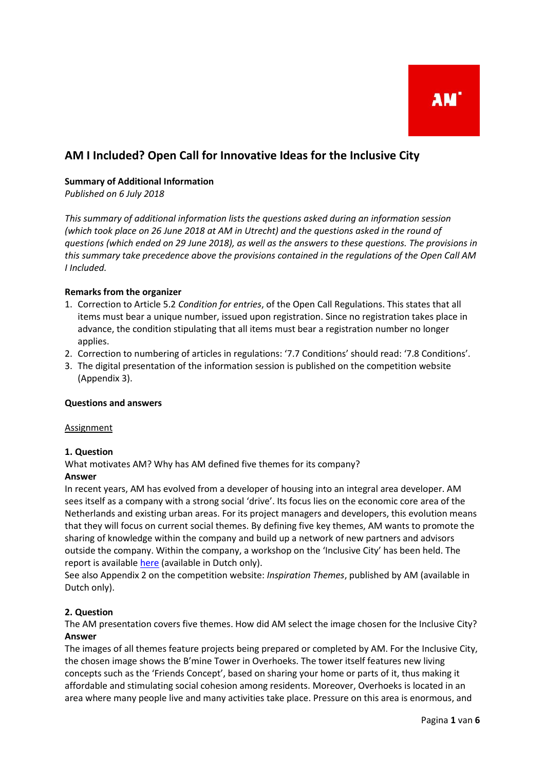# AM I Included? Open Call for Innovative Ideas for the Inclusive City

**Summary of Additional Information**
*Published on 6 July 2018*

*This summary of additional information lists the questions asked during an information session (which took place on 26 June 2018 at AM in Utrecht) and the questions asked in the round of questions (which ended on 29 June 2018), as well as the answers to these questions. The provisions in this summary take precedence above the provisions contained in the regulations of the Open Call AM I Included.*

**Remarks from the organizer**

1. Correction to Article 5.2 *Condition for entries*, of the Open Call Regulations. This states that all items must bear a unique number, issued upon registration. Since no registration takes place in advance, the condition stipulating that all items must bear a registration number no longer applies.
2. Correction to numbering of articles in regulations: '7.7 Conditions' should read: '7.8 Conditions'.
3. The digital presentation of the information session is published on the competition website (Appendix 3).

**Questions and answers**

Assignment

**1. Question**
What motivates AM? Why has AM defined five themes for its company?
**Answer**
In recent years, AM has evolved from a developer of housing into an integral area developer. AM sees itself as a company with a strong social 'drive'. Its focus lies on the economic core area of the Netherlands and existing urban areas. For its project managers and developers, this evolution means that they will focus on current social themes. By defining five key themes, AM wants to promote the sharing of knowledge within the company and build up a network of new partners and advisors outside the company. Within the company, a workshop on the 'Inclusive City' has been held. The report is available here (available in Dutch only).
See also Appendix 2 on the competition website: *Inspiration Themes*, published by AM (available in Dutch only).

**2. Question**
The AM presentation covers five themes. How did AM select the image chosen for the Inclusive City?
**Answer**
The images of all themes feature projects being prepared or completed by AM. For the Inclusive City, the chosen image shows the B'mine Tower in Overhoeks. The tower itself features new living concepts such as the 'Friends Concept', based on sharing your home or parts of it, thus making it affordable and stimulating social cohesion among residents. Moreover, Overhoeks is located in an area where many people live and many activities take place. Pressure on this area is enormous, and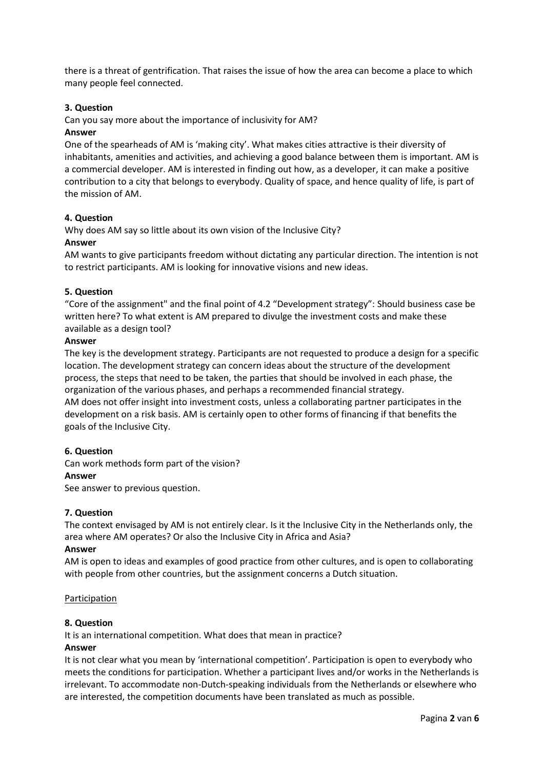there is a threat of gentrification. That raises the issue of how the area can become a place to which many people feel connected.

**3. Question**

Can you say more about the importance of inclusivity for AM?

**Answer**

One of the spearheads of AM is 'making city'. What makes cities attractive is their diversity of inhabitants, amenities and activities, and achieving a good balance between them is important. AM is a commercial developer. AM is interested in finding out how, as a developer, it can make a positive contribution to a city that belongs to everybody. Quality of space, and hence quality of life, is part of the mission of AM.

**4. Question**

Why does AM say so little about its own vision of the Inclusive City?

**Answer**

AM wants to give participants freedom without dictating any particular direction. The intention is not to restrict participants. AM is looking for innovative visions and new ideas.

**5. Question**

"Core of the assignment" and the final point of 4.2 "Development strategy": Should business case be written here? To what extent is AM prepared to divulge the investment costs and make these available as a design tool?

**Answer**

The key is the development strategy. Participants are not requested to produce a design for a specific location. The development strategy can concern ideas about the structure of the development process, the steps that need to be taken, the parties that should be involved in each phase, the organization of the various phases, and perhaps a recommended financial strategy.

AM does not offer insight into investment costs, unless a collaborating partner participates in the development on a risk basis. AM is certainly open to other forms of financing if that benefits the goals of the Inclusive City.

**6. Question**

Can work methods form part of the vision?

**Answer**

See answer to previous question.

**7. Question**

The context envisaged by AM is not entirely clear. Is it the Inclusive City in the Netherlands only, the area where AM operates? Or also the Inclusive City in Africa and Asia?

**Answer**

AM is open to ideas and examples of good practice from other cultures, and is open to collaborating with people from other countries, but the assignment concerns a Dutch situation.

<u>Participation</u>

**8. Question**

It is an international competition. What does that mean in practice?

**Answer**

It is not clear what you mean by 'international competition'. Participation is open to everybody who meets the conditions for participation. Whether a participant lives and/or works in the Netherlands is irrelevant. To accommodate non-Dutch-speaking individuals from the Netherlands or elsewhere who are interested, the competition documents have been translated as much as possible.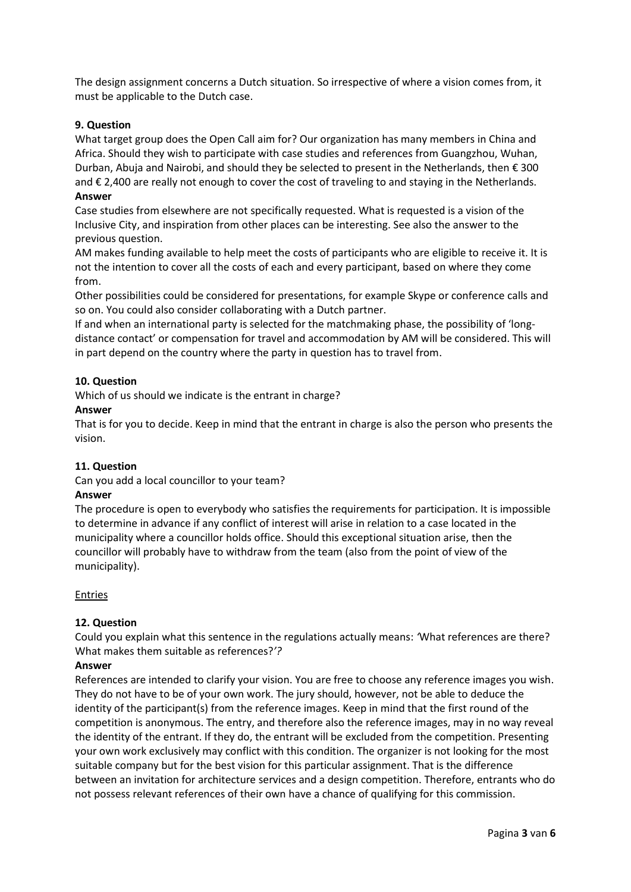The design assignment concerns a Dutch situation. So irrespective of where a vision comes from, it must be applicable to the Dutch case.

**9. Question**

What target group does the Open Call aim for? Our organization has many members in China and Africa. Should they wish to participate with case studies and references from Guangzhou, Wuhan, Durban, Abuja and Nairobi, and should they be selected to present in the Netherlands, then € 300 and € 2,400 are really not enough to cover the cost of traveling to and staying in the Netherlands.

**Answer**

Case studies from elsewhere are not specifically requested. What is requested is a vision of the Inclusive City, and inspiration from other places can be interesting. See also the answer to the previous question.

AM makes funding available to help meet the costs of participants who are eligible to receive it. It is not the intention to cover all the costs of each and every participant, based on where they come from.

Other possibilities could be considered for presentations, for example Skype or conference calls and so on. You could also consider collaborating with a Dutch partner.

If and when an international party is selected for the matchmaking phase, the possibility of 'long-distance contact' or compensation for travel and accommodation by AM will be considered. This will in part depend on the country where the party in question has to travel from.

**10. Question**

Which of us should we indicate is the entrant in charge?

**Answer**

That is for you to decide. Keep in mind that the entrant in charge is also the person who presents the vision.

**11. Question**

Can you add a local councillor to your team?

**Answer**

The procedure is open to everybody who satisfies the requirements for participation. It is impossible to determine in advance if any conflict of interest will arise in relation to a case located in the municipality where a councillor holds office. Should this exceptional situation arise, then the councillor will probably have to withdraw from the team (also from the point of view of the municipality).

## Entries

**12. Question**

Could you explain what this sentence in the regulations actually means: *'What references are there? What makes them suitable as references?'?*

**Answer**

References are intended to clarify your vision. You are free to choose any reference images you wish. They do not have to be of your own work. The jury should, however, not be able to deduce the identity of the participant(s) from the reference images. Keep in mind that the first round of the competition is anonymous. The entry, and therefore also the reference images, may in no way reveal the identity of the entrant. If they do, the entrant will be excluded from the competition. Presenting your own work exclusively may conflict with this condition. The organizer is not looking for the most suitable company but for the best vision for this particular assignment. That is the difference between an invitation for architecture services and a design competition. Therefore, entrants who do not possess relevant references of their own have a chance of qualifying for this commission.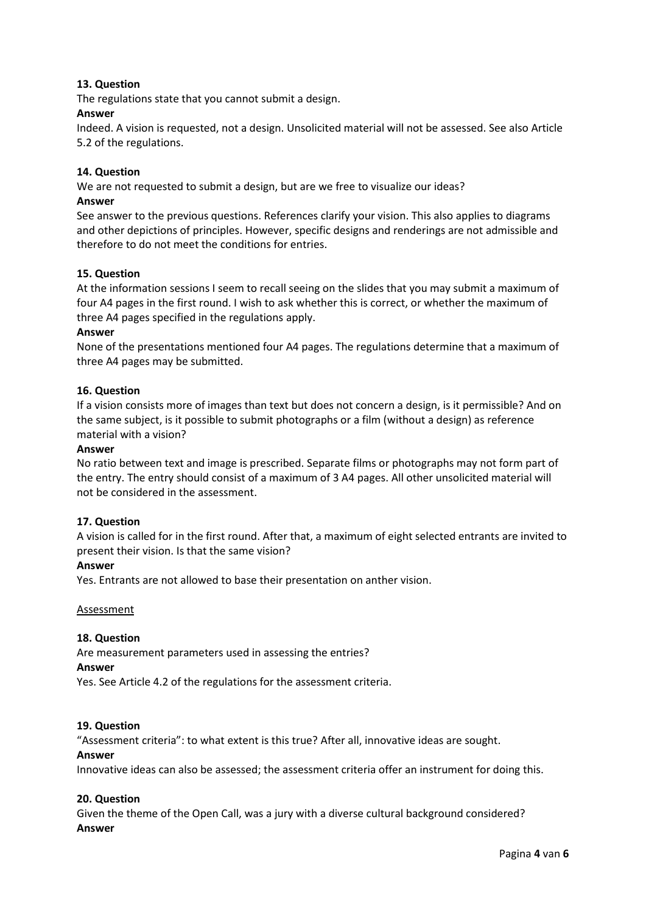**13. Question**

The regulations state that you cannot submit a design.

**Answer**

Indeed. A vision is requested, not a design. Unsolicited material will not be assessed. See also Article 5.2 of the regulations.

**14. Question**

We are not requested to submit a design, but are we free to visualize our ideas?

**Answer**

See answer to the previous questions. References clarify your vision. This also applies to diagrams and other depictions of principles. However, specific designs and renderings are not admissible and therefore to do not meet the conditions for entries.

**15. Question**

At the information sessions I seem to recall seeing on the slides that you may submit a maximum of four A4 pages in the first round. I wish to ask whether this is correct, or whether the maximum of three A4 pages specified in the regulations apply.

**Answer**

None of the presentations mentioned four A4 pages. The regulations determine that a maximum of three A4 pages may be submitted.

**16. Question**

If a vision consists more of images than text but does not concern a design, is it permissible? And on the same subject, is it possible to submit photographs or a film (without a design) as reference material with a vision?

**Answer**

No ratio between text and image is prescribed. Separate films or photographs may not form part of the entry. The entry should consist of a maximum of 3 A4 pages. All other unsolicited material will not be considered in the assessment.

**17. Question**

A vision is called for in the first round. After that, a maximum of eight selected entrants are invited to present their vision. Is that the same vision?

**Answer**

Yes. Entrants are not allowed to base their presentation on anther vision.

<u>Assessment</u>

**18. Question**

Are measurement parameters used in assessing the entries?

**Answer**

Yes. See Article 4.2 of the regulations for the assessment criteria.

**19. Question**

"Assessment criteria": to what extent is this true? After all, innovative ideas are sought.

**Answer**

Innovative ideas can also be assessed; the assessment criteria offer an instrument for doing this.

**20. Question**

Given the theme of the Open Call, was a jury with a diverse cultural background considered?

**Answer**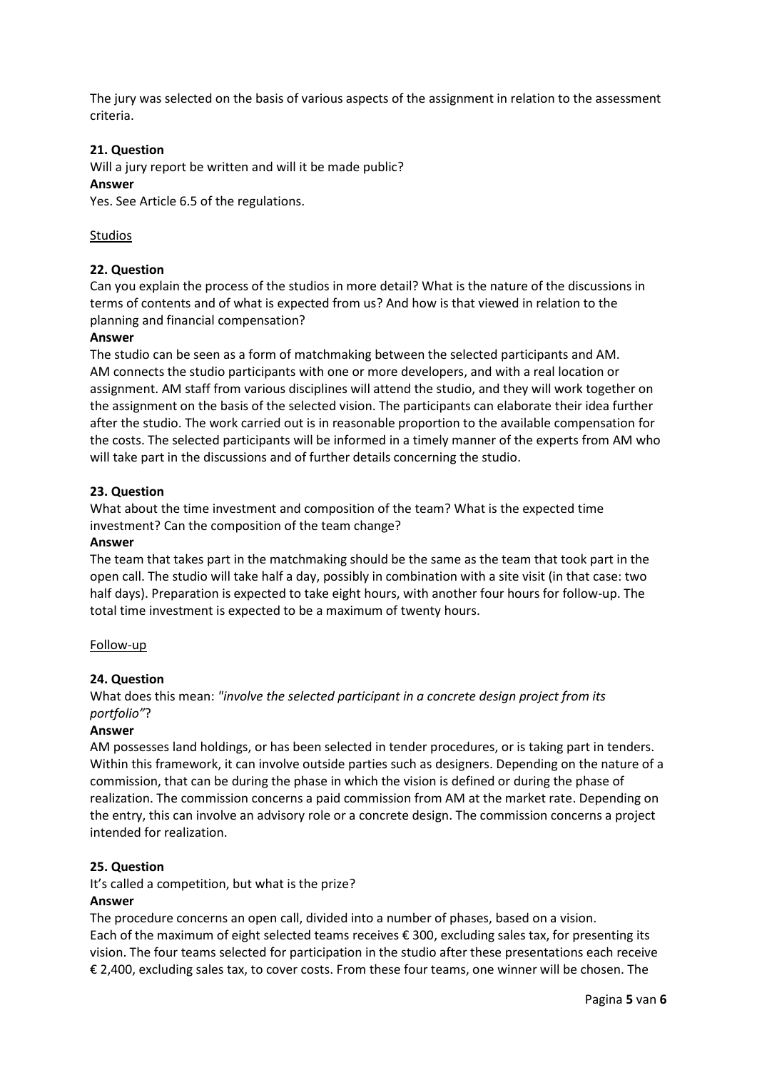The jury was selected on the basis of various aspects of the assignment in relation to the assessment criteria.

**21. Question**

Will a jury report be written and will it be made public?

**Answer**

Yes. See Article 6.5 of the regulations.

Studios

**22. Question**

Can you explain the process of the studios in more detail? What is the nature of the discussions in terms of contents and of what is expected from us? And how is that viewed in relation to the planning and financial compensation?

**Answer**

The studio can be seen as a form of matchmaking between the selected participants and AM. AM connects the studio participants with one or more developers, and with a real location or assignment. AM staff from various disciplines will attend the studio, and they will work together on the assignment on the basis of the selected vision. The participants can elaborate their idea further after the studio. The work carried out is in reasonable proportion to the available compensation for the costs. The selected participants will be informed in a timely manner of the experts from AM who will take part in the discussions and of further details concerning the studio.

**23. Question**

What about the time investment and composition of the team? What is the expected time investment? Can the composition of the team change?

**Answer**

The team that takes part in the matchmaking should be the same as the team that took part in the open call. The studio will take half a day, possibly in combination with a site visit (in that case: two half days). Preparation is expected to take eight hours, with another four hours for follow-up. The total time investment is expected to be a maximum of twenty hours.

Follow-up

**24. Question**

What does this mean: *"involve the selected participant in a concrete design project from its portfolio"*?

**Answer**

AM possesses land holdings, or has been selected in tender procedures, or is taking part in tenders. Within this framework, it can involve outside parties such as designers. Depending on the nature of a commission, that can be during the phase in which the vision is defined or during the phase of realization. The commission concerns a paid commission from AM at the market rate. Depending on the entry, this can involve an advisory role or a concrete design. The commission concerns a project intended for realization.

**25. Question**

It's called a competition, but what is the prize?

**Answer**

The procedure concerns an open call, divided into a number of phases, based on a vision. Each of the maximum of eight selected teams receives € 300, excluding sales tax, for presenting its vision. The four teams selected for participation in the studio after these presentations each receive € 2,400, excluding sales tax, to cover costs. From these four teams, one winner will be chosen. The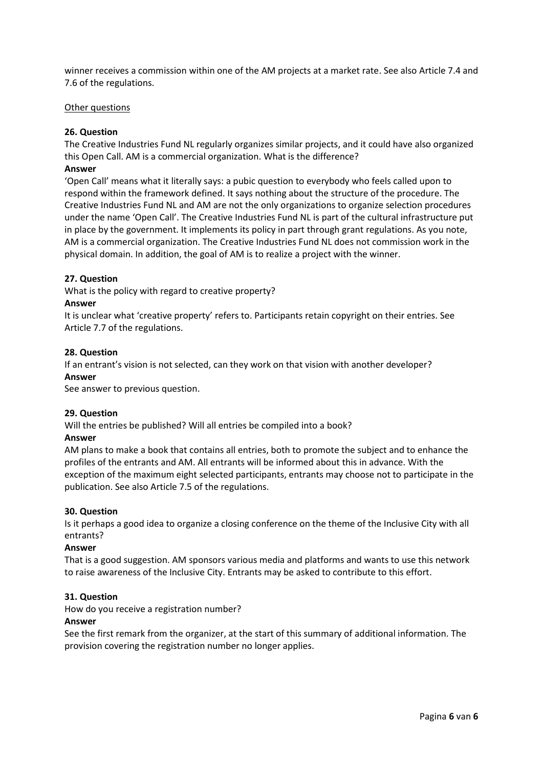winner receives a commission within one of the AM projects at a market rate. See also Article 7.4 and 7.6 of the regulations.

Other questions

**26. Question**

The Creative Industries Fund NL regularly organizes similar projects, and it could have also organized this Open Call. AM is a commercial organization. What is the difference?

**Answer**

'Open Call' means what it literally says: a pubic question to everybody who feels called upon to respond within the framework defined. It says nothing about the structure of the procedure. The Creative Industries Fund NL and AM are not the only organizations to organize selection procedures under the name 'Open Call'. The Creative Industries Fund NL is part of the cultural infrastructure put in place by the government. It implements its policy in part through grant regulations. As you note, AM is a commercial organization. The Creative Industries Fund NL does not commission work in the physical domain. In addition, the goal of AM is to realize a project with the winner.

**27. Question**

What is the policy with regard to creative property?

**Answer**

It is unclear what 'creative property' refers to. Participants retain copyright on their entries. See Article 7.7 of the regulations.

**28. Question**

If an entrant's vision is not selected, can they work on that vision with another developer?

**Answer**

See answer to previous question.

**29. Question**

Will the entries be published? Will all entries be compiled into a book?

**Answer**

AM plans to make a book that contains all entries, both to promote the subject and to enhance the profiles of the entrants and AM. All entrants will be informed about this in advance. With the exception of the maximum eight selected participants, entrants may choose not to participate in the publication. See also Article 7.5 of the regulations.

**30. Question**

Is it perhaps a good idea to organize a closing conference on the theme of the Inclusive City with all entrants?

**Answer**

That is a good suggestion. AM sponsors various media and platforms and wants to use this network to raise awareness of the Inclusive City. Entrants may be asked to contribute to this effort.

**31. Question**

How do you receive a registration number?

**Answer**

See the first remark from the organizer, at the start of this summary of additional information. The provision covering the registration number no longer applies.